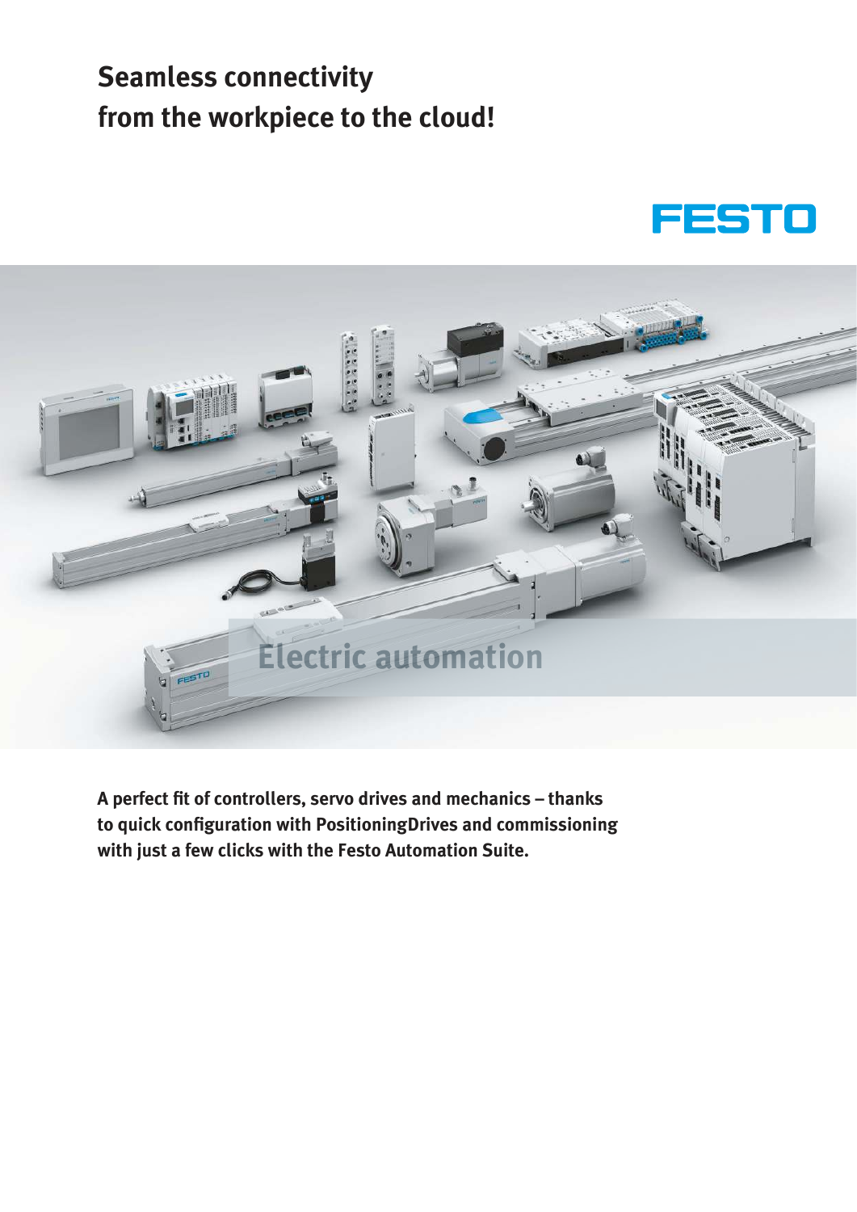# Seamless connectivity from the workpiece to the cloud!

FESTO

Electric automation

**A perfect fit of controllers, servo drives and mechanics – thanks to quick configuration with PositioningDrives and commissioning with just a few clicks with the Festo Automation Suite.**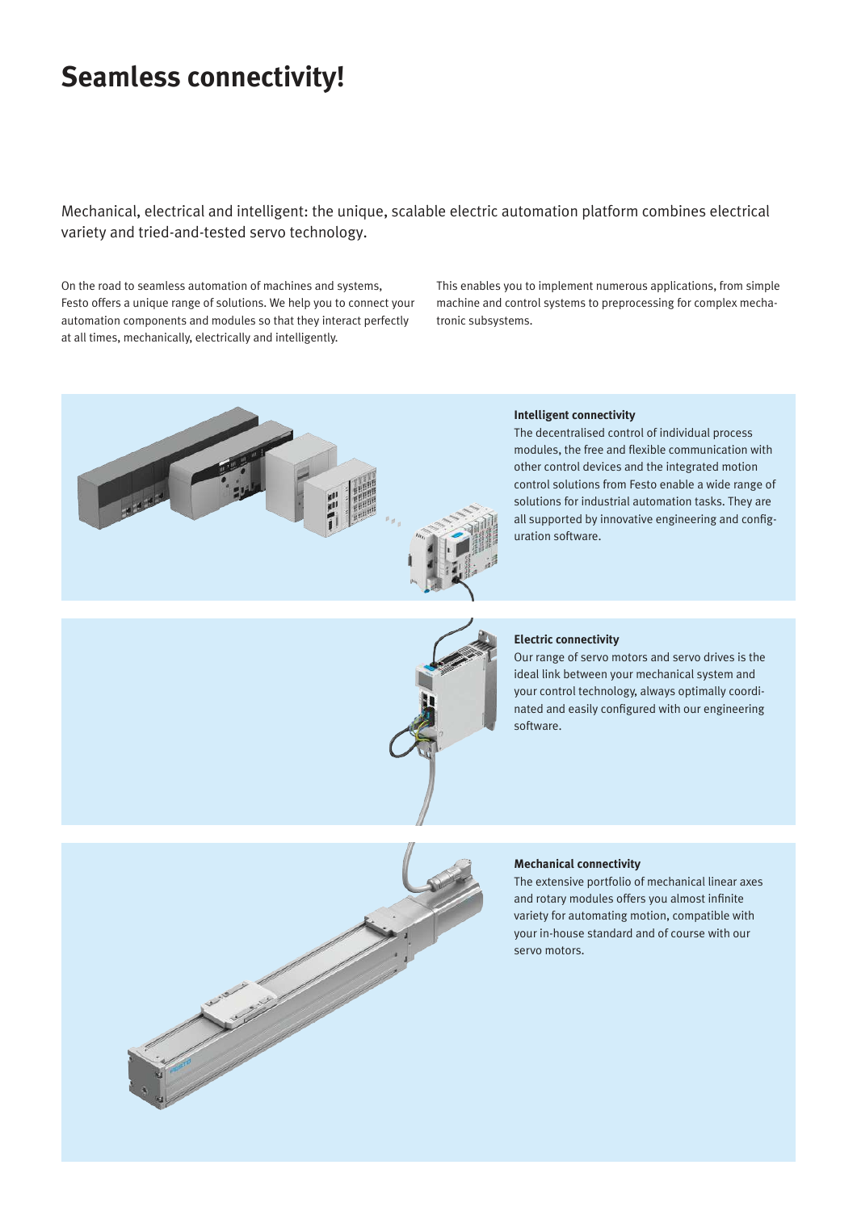# Seamless connectivity!

Mechanical, electrical and intelligent: the unique, scalable electric automation platform combines electrical variety and tried-and-tested servo technology.

On the road to seamless automation of machines and systems, Festo offers a unique range of solutions. We help you to connect your automation components and modules so that they interact perfectly at all times, mechanically, electrically and intelligently.

This enables you to implement numerous applications, from simple machine and control systems to preprocessing for complex mechatronic subsystems.

**Intelligent connectivity**

The decentralised control of individual process modules, the free and flexible communication with other control devices and the integrated motion control solutions from Festo enable a wide range of solutions for industrial automation tasks. They are all supported by innovative engineering and configuration software.

**Electric connectivity**

Our range of servo motors and servo drives is the ideal link between your mechanical system and your control technology, always optimally coordinated and easily configured with our engineering software.

**Mechanical connectivity**

The extensive portfolio of mechanical linear axes and rotary modules offers you almost infinite variety for automating motion, compatible with your in-house standard and of course with our servo motors.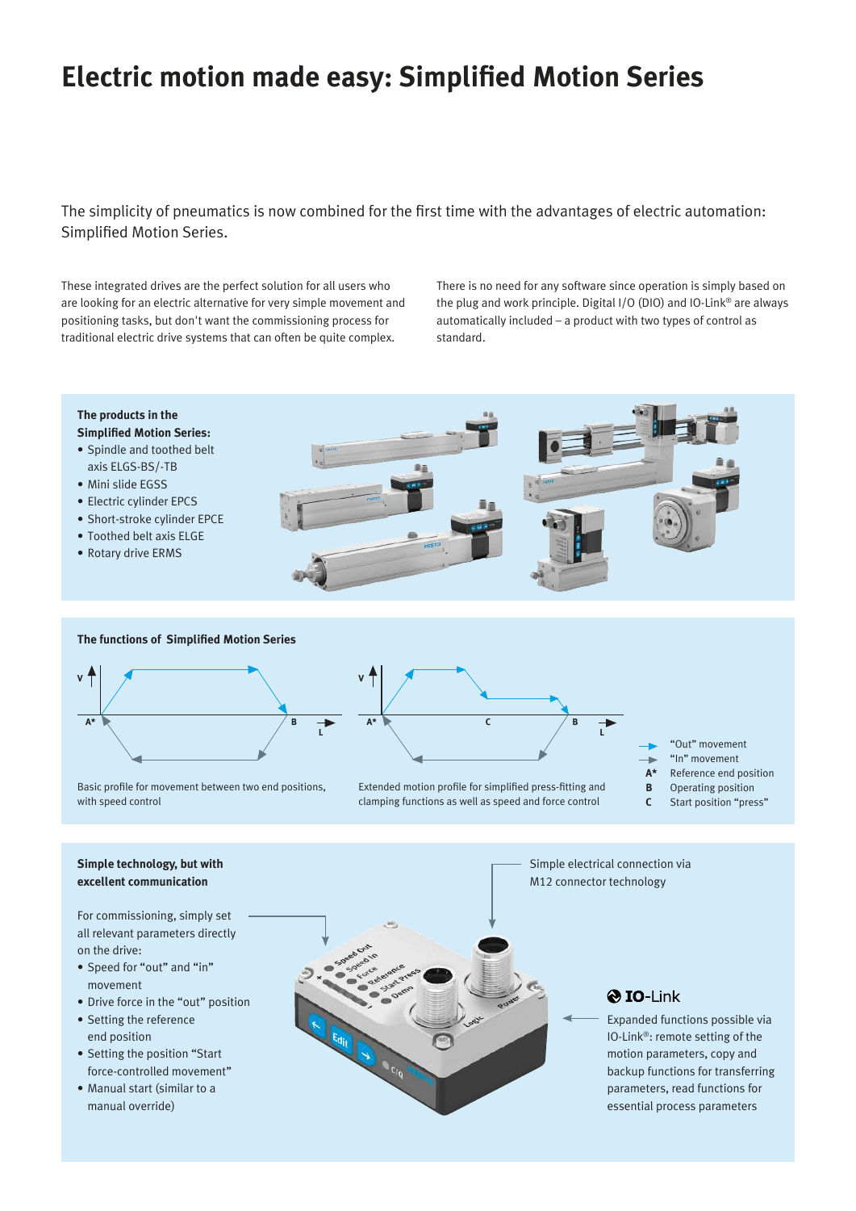# Electric motion made easy: Simplified Motion Series

The simplicity of pneumatics is now combined for the first time with the advantages of electric automation: Simplified Motion Series.

These integrated drives are the perfect solution for all users who are looking for an electric alternative for very simple movement and positioning tasks, but don't want the commissioning process for traditional electric drive systems that can often be quite complex.

There is no need for any software since operation is simply based on the plug and work principle. Digital I/O (DIO) and IO-Link® are always automatically included – a product with two types of control as standard.

**The products in the Simplified Motion Series:**

- Spindle and toothed belt axis ELGS-BS/-TB
- Mini slide EGSS
- Electric cylinder EPCS
- Short-stroke cylinder EPCE
- Toothed belt axis ELGE
- Rotary drive ERMS

**The functions of Simplified Motion Series**

Basic profile for movement between two end positions, with speed control

Extended motion profile for simplified press-fitting and clamping functions as well as speed and force control

- "Out" movement
- "In" movement
- **A*** Reference end position
- **B** Operating position
- **C** Start position "press"

**Simple technology, but with excellent communication**

For commissioning, simply set all relevant parameters directly on the drive:

- Speed for "out" and "in" movement
- Drive force in the "out" position
- Setting the reference end position
- Setting the position "Start force-controlled movement"
- Manual start (similar to a manual override)

Simple electrical connection via M12 connector technology

**IO-Link**

Expanded functions possible via IO-Link®: remote setting of the motion parameters, copy and backup functions for transferring parameters, read functions for essential process parameters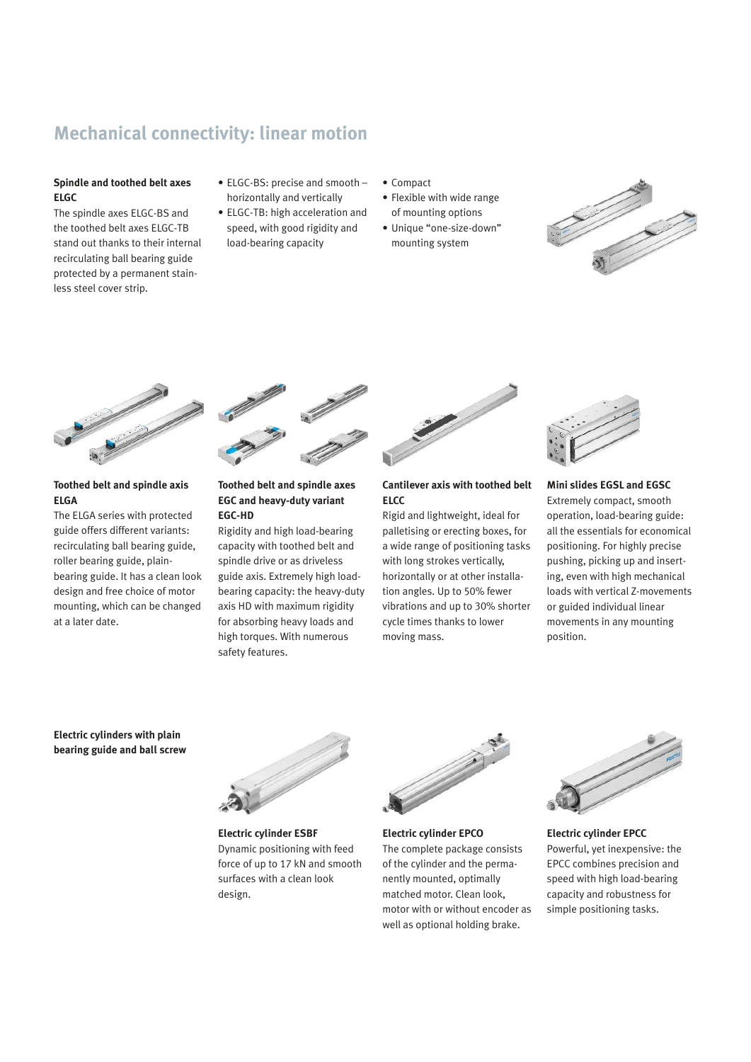## Mechanical connectivity: linear motion

**Spindle and toothed belt axes ELGC**

The spindle axes ELGC-BS and the toothed belt axes ELGC-TB stand out thanks to their internal recirculating ball bearing guide protected by a permanent stainless steel cover strip.

- ELGC-BS: precise and smooth – horizontally and vertically
- ELGC-TB: high acceleration and speed, with good rigidity and load-bearing capacity
- Compact
- Flexible with wide range of mounting options
- Unique "one-size-down" mounting system

**Toothed belt and spindle axis ELGA**

The ELGA series with protected guide offers different variants: recirculating ball bearing guide, roller bearing guide, plain-bearing guide. It has a clean look design and free choice of motor mounting, which can be changed at a later date.

**Toothed belt and spindle axes EGC and heavy-duty variant EGC-HD**

Rigidity and high load-bearing capacity with toothed belt and spindle drive or as driveless guide axis. Extremely high load-bearing capacity: the heavy-duty axis HD with maximum rigidity for absorbing heavy loads and high torques. With numerous safety features.

**Cantilever axis with toothed belt ELCC**

Rigid and lightweight, ideal for palletising or erecting boxes, for a wide range of positioning tasks with long strokes vertically, horizontally or at other installation angles. Up to 50% fewer vibrations and up to 30% shorter cycle times thanks to lower moving mass.

**Mini slides EGSL and EGSC**

Extremely compact, smooth operation, load-bearing guide: all the essentials for economical positioning. For highly precise pushing, picking up and inserting, even with high mechanical loads with vertical Z-movements or guided individual linear movements in any mounting position.

**Electric cylinders with plain bearing guide and ball screw**

**Electric cylinder ESBF**

Dynamic positioning with feed force of up to 17 kN and smooth surfaces with a clean look design.

**Electric cylinder EPCO**

The complete package consists of the cylinder and the permanently mounted, optimally matched motor. Clean look, motor with or without encoder as well as optional holding brake.

**Electric cylinder EPCC**

Powerful, yet inexpensive: the EPCC combines precision and speed with high load-bearing capacity and robustness for simple positioning tasks.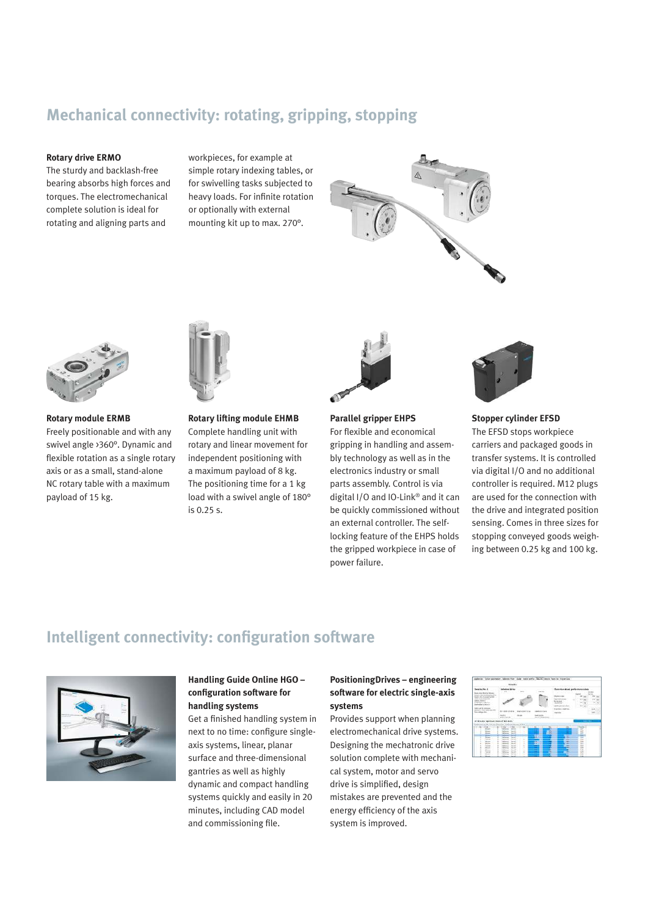## Mechanical connectivity: rotating, gripping, stopping

**Rotary drive ERMO**
The sturdy and backlash-free bearing absorbs high forces and torques. The electromechanical complete solution is ideal for rotating and aligning parts and workpieces, for example at simple rotary indexing tables, or for swivelling tasks subjected to heavy loads. For infinite rotation or optionally with external mounting kit up to max. 270°.

**Rotary module ERMB**
Freely positionable and with any swivel angle >360°. Dynamic and flexible rotation as a single rotary axis or as a small, stand-alone NC rotary table with a maximum payload of 15 kg.

**Rotary lifting module EHMB**
Complete handling unit with rotary and linear movement for independent positioning with a maximum payload of 8 kg. The positioning time for a 1 kg load with a swivel angle of 180° is 0.25 s.

**Parallel gripper EHPS**
For flexible and economical gripping in handling and assembly technology as well as in the electronics industry or small parts assembly. Control is via digital I/O and IO-Link® and it can be quickly commissioned without an external controller. The self-locking feature of the EHPS holds the gripped workpiece in case of power failure.

**Stopper cylinder EFSD**
The EFSD stops workpiece carriers and packaged goods in transfer systems. It is controlled via digital I/O and no additional controller is required. M12 plugs are used for the connection with the drive and integrated position sensing. Comes in three sizes for stopping conveyed goods weighing between 0.25 kg and 100 kg.

## Intelligent connectivity: configuration software

**Handling Guide Online HGO – configuration software for handling systems**
Get a finished handling system in next to no time: configure single-axis systems, linear, planar surface and three-dimensional gantries as well as highly dynamic and compact handling systems quickly and easily in 20 minutes, including CAD model and commissioning file.

**PositioningDrives – engineering software for electric single-axis systems**
Provides support when planning electromechanical drive systems. Designing the mechatronic drive solution complete with mechanical system, motor and servo drive is simplified, design mistakes are prevented and the energy efficiency of the axis system is improved.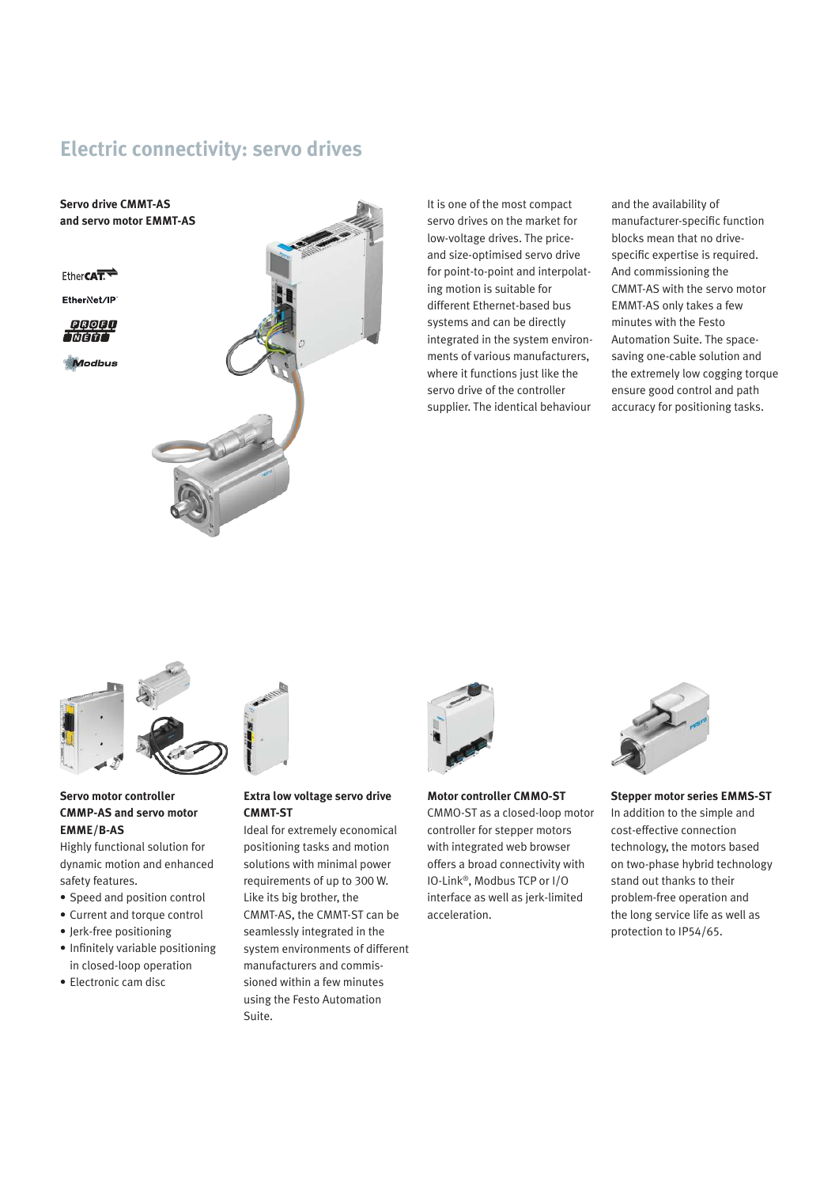# Electric connectivity: servo drives

**Servo drive CMMT-AS and servo motor EMMT-AS**

EtherCAT

EtherNet/IP

PROFINET

Modbus

It is one of the most compact servo drives on the market for low-voltage drives. The price- and size-optimised servo drive for point-to-point and interpolating motion is suitable for different Ethernet-based bus systems and can be directly integrated in the system environments of various manufacturers, where it functions just like the servo drive of the controller supplier. The identical behaviour and the availability of manufacturer-specific function blocks mean that no drive-specific expertise is required. And commissioning the CMMT-AS with the servo motor EMMT-AS only takes a few minutes with the Festo Automation Suite. The space-saving one-cable solution and the extremely low cogging torque ensure good control and path accuracy for positioning tasks.

**Servo motor controller CMMP-AS and servo motor EMME/B-AS**

Highly functional solution for dynamic motion and enhanced safety features.

- Speed and position control
- Current and torque control
- Jerk-free positioning
- Infinitely variable positioning in closed-loop operation
- Electronic cam disc

**Extra low voltage servo drive CMMT-ST**

Ideal for extremely economical positioning tasks and motion solutions with minimal power requirements of up to 300 W. Like its big brother, the CMMT-AS, the CMMT-ST can be seamlessly integrated in the system environments of different manufacturers and commissioned within a few minutes using the Festo Automation Suite.

**Motor controller CMMO-ST**

CMMO-ST as a closed-loop motor controller for stepper motors with integrated web browser offers a broad connectivity with IO-Link®, Modbus TCP or I/O interface as well as jerk-limited acceleration.

**Stepper motor series EMMS-ST**

In addition to the simple and cost-effective connection technology, the motors based on two-phase hybrid technology stand out thanks to their problem-free operation and the long service life as well as protection to IP54/65.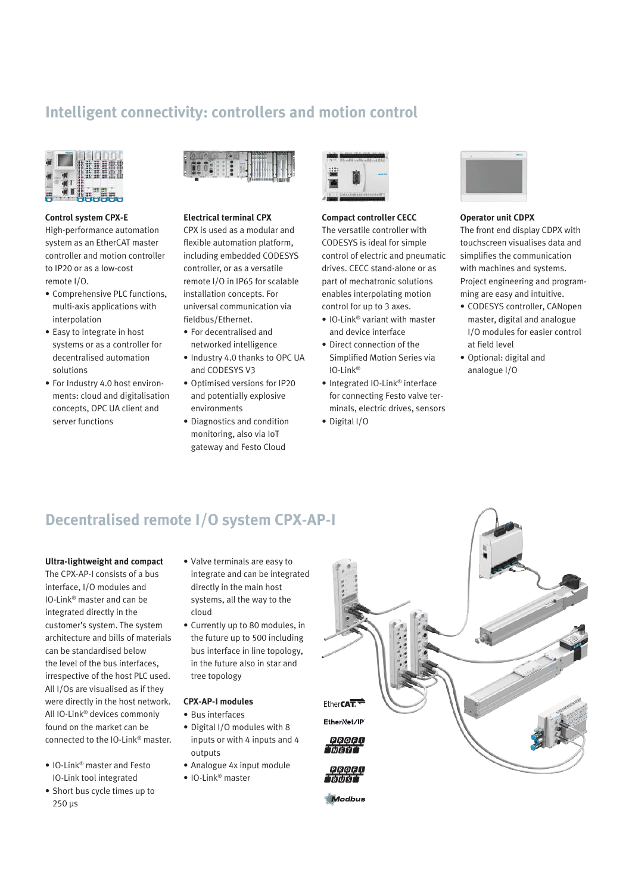## Intelligent connectivity: controllers and motion control

### Control system CPX-E

High-performance automation system as an EtherCAT master controller and motion controller to IP20 or as a low-cost remote I/O.

- Comprehensive PLC functions, multi-axis applications with interpolation
- Easy to integrate in host systems or as a controller for decentralised automation solutions
- For Industry 4.0 host environments: cloud and digitalisation concepts, OPC UA client and server functions

### Electrical terminal CPX

CPX is used as a modular and flexible automation platform, including embedded CODESYS controller, or as a versatile remote I/O in IP65 for scalable installation concepts. For universal communication via fieldbus/Ethernet.

- For decentralised and networked intelligence
- Industry 4.0 thanks to OPC UA and CODESYS V3
- Optimised versions for IP20 and potentially explosive environments
- Diagnostics and condition monitoring, also via IoT gateway and Festo Cloud

### Compact controller CECC

The versatile controller with CODESYS is ideal for simple control of electric and pneumatic drives. CECC stand-alone or as part of mechatronic solutions enables interpolating motion control for up to 3 axes.

- IO-Link® variant with master and device interface
- Direct connection of the Simplified Motion Series via IO-Link®
- Integrated IO-Link® interface for connecting Festo valve terminals, electric drives, sensors
- Digital I/O

### Operator unit CDPX

The front end display CDPX with touchscreen visualises data and simplifies the communication with machines and systems. Project engineering and programming are easy and intuitive.

- CODESYS controller, CANopen master, digital and analogue I/O modules for easier control at field level
- Optional: digital and analogue I/O

## Decentralised remote I/O system CPX-AP-I

### Ultra-lightweight and compact

The CPX-AP-I consists of a bus interface, I/O modules and IO-Link® master and can be integrated directly in the customer's system. The system architecture and bills of materials can be standardised below the level of the bus interfaces, irrespective of the host PLC used. All I/Os are visualised as if they were directly in the host network. All IO-Link® devices commonly found on the market can be connected to the IO-Link® master.

- IO-Link® master and Festo IO-Link tool integrated
- Short bus cycle times up to 250 µs
- Valve terminals are easy to integrate and can be integrated directly in the main host systems, all the way to the cloud
- Currently up to 80 modules, in the future up to 500 including bus interface in line topology, in the future also in star and tree topology

### CPX-AP-I modules

- Bus interfaces
- Digital I/O modules with 8 inputs or with 4 inputs and 4 outputs
- Analogue 4x input module
- IO-Link® master

EtherCAT
EtherNet/IP
PROFINET
PROFIBUS
Modbus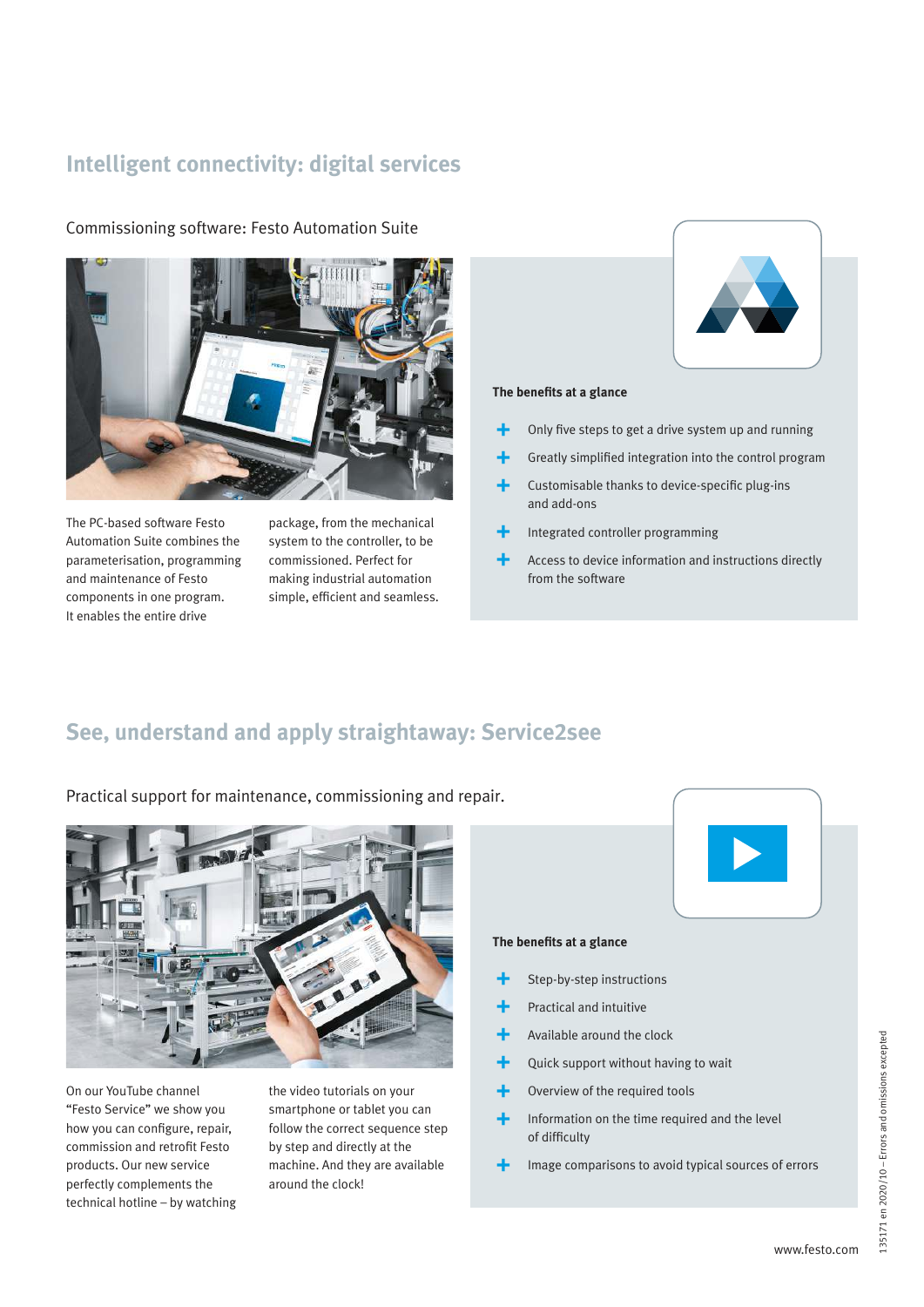## Intelligent connectivity: digital services

### Commissioning software: Festo Automation Suite

The PC-based software Festo Automation Suite combines the parameterisation, programming and maintenance of Festo components in one program. It enables the entire drive package, from the mechanical system to the controller, to be commissioned. Perfect for making industrial automation simple, efficient and seamless.

**The benefits at a glance**

- Only five steps to get a drive system up and running
- Greatly simplified integration into the control program
- Customisable thanks to device-specific plug-ins and add-ons
- Integrated controller programming
- Access to device information and instructions directly from the software

## See, understand and apply straightaway: Service2see

### Practical support for maintenance, commissioning and repair.

On our YouTube channel "Festo Service" we show you how you can configure, repair, commission and retrofit Festo products. Our new service perfectly complements the technical hotline – by watching the video tutorials on your smartphone or tablet you can follow the correct sequence step by step and directly at the machine. And they are available around the clock!

**The benefits at a glance**

- Step-by-step instructions
- Practical and intuitive
- Available around the clock
- Quick support without having to wait
- Overview of the required tools
- Information on the time required and the level of difficulty
- Image comparisons to avoid typical sources of errors

www.festo.com

135171 en 2020/10 – Errors and omissions excepted